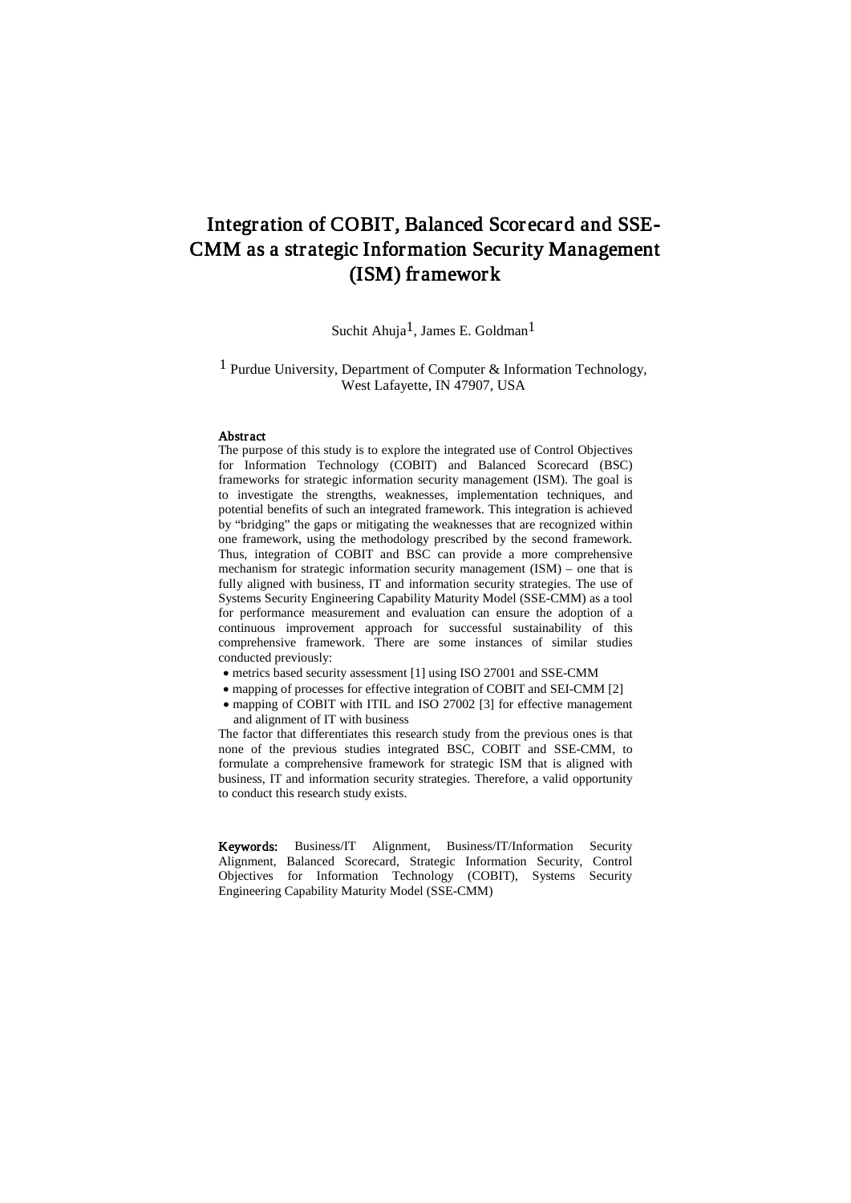# Integration of COBIT, Balanced Scorecard and SSE-CMM as a strategic Information Security Management (ISM) framework

Suchit Ahuja[1], James E. Goldman[1]

[1] Purdue University, Department of Computer & Information Technology, West Lafayette, IN 47907, USA

**Abstract**

The purpose of this study is to explore the integrated use of Control Objectives for Information Technology (COBIT) and Balanced Scorecard (BSC) frameworks for strategic information security management (ISM). The goal is to investigate the strengths, weaknesses, implementation techniques, and potential benefits of such an integrated framework. This integration is achieved by "bridging" the gaps or mitigating the weaknesses that are recognized within one framework, using the methodology prescribed by the second framework. Thus, integration of COBIT and BSC can provide a more comprehensive mechanism for strategic information security management (ISM) – one that is fully aligned with business, IT and information security strategies. The use of Systems Security Engineering Capability Maturity Model (SSE-CMM) as a tool for performance measurement and evaluation can ensure the adoption of a continuous improvement approach for successful sustainability of this comprehensive framework. There are some instances of similar studies conducted previously:

- metrics based security assessment [1] using ISO 27001 and SSE-CMM
- mapping of processes for effective integration of COBIT and SEI-CMM [2]
- mapping of COBIT with ITIL and ISO 27002 [3] for effective management and alignment of IT with business

The factor that differentiates this research study from the previous ones is that none of the previous studies integrated BSC, COBIT and SSE-CMM, to formulate a comprehensive framework for strategic ISM that is aligned with business, IT and information security strategies. Therefore, a valid opportunity to conduct this research study exists.

**Keywords:** Business/IT Alignment, Business/IT/Information Security Alignment, Balanced Scorecard, Strategic Information Security, Control Objectives for Information Technology (COBIT), Systems Security Engineering Capability Maturity Model (SSE-CMM)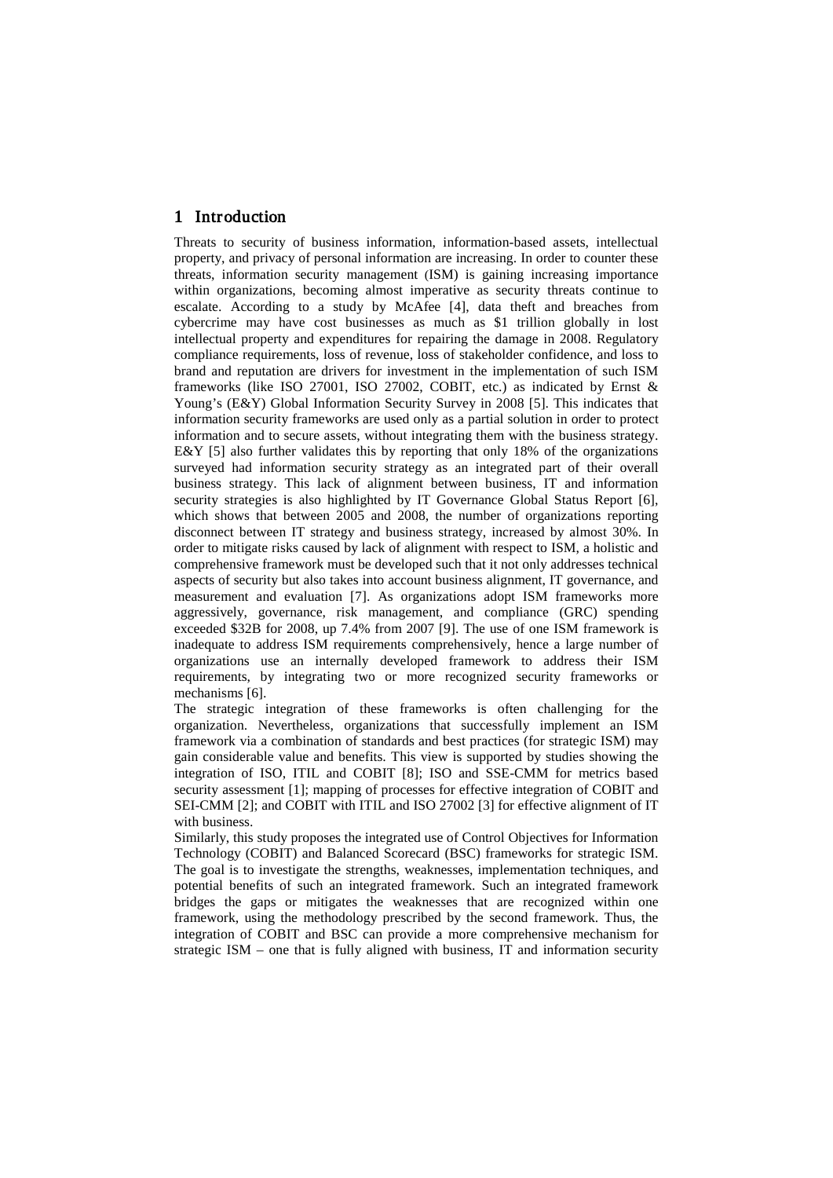## 1 Introduction

Threats to security of business information, information-based assets, intellectual property, and privacy of personal information are increasing. In order to counter these threats, information security management (ISM) is gaining increasing importance within organizations, becoming almost imperative as security threats continue to escalate. According to a study by McAfee [4], data theft and breaches from cybercrime may have cost businesses as much as $1 trillion globally in lost intellectual property and expenditures for repairing the damage in 2008. Regulatory compliance requirements, loss of revenue, loss of stakeholder confidence, and loss to brand and reputation are drivers for investment in the implementation of such ISM frameworks (like ISO 27001, ISO 27002, COBIT, etc.) as indicated by Ernst & Young's (E&Y) Global Information Security Survey in 2008 [5]. This indicates that information security frameworks are used only as a partial solution in order to protect information and to secure assets, without integrating them with the business strategy. E&Y [5] also further validates this by reporting that only 18% of the organizations surveyed had information security strategy as an integrated part of their overall business strategy. This lack of alignment between business, IT and information security strategies is also highlighted by IT Governance Global Status Report [6], which shows that between 2005 and 2008, the number of organizations reporting disconnect between IT strategy and business strategy, increased by almost 30%. In order to mitigate risks caused by lack of alignment with respect to ISM, a holistic and comprehensive framework must be developed such that it not only addresses technical aspects of security but also takes into account business alignment, IT governance, and measurement and evaluation [7]. As organizations adopt ISM frameworks more aggressively, governance, risk management, and compliance (GRC) spending exceeded $32B for 2008, up 7.4% from 2007 [9]. The use of one ISM framework is inadequate to address ISM requirements comprehensively, hence a large number of organizations use an internally developed framework to address their ISM requirements, by integrating two or more recognized security frameworks or mechanisms [6].

The strategic integration of these frameworks is often challenging for the organization. Nevertheless, organizations that successfully implement an ISM framework via a combination of standards and best practices (for strategic ISM) may gain considerable value and benefits. This view is supported by studies showing the integration of ISO, ITIL and COBIT [8]; ISO and SSE-CMM for metrics based security assessment [1]; mapping of processes for effective integration of COBIT and SEI-CMM [2]; and COBIT with ITIL and ISO 27002 [3] for effective alignment of IT with business.

Similarly, this study proposes the integrated use of Control Objectives for Information Technology (COBIT) and Balanced Scorecard (BSC) frameworks for strategic ISM. The goal is to investigate the strengths, weaknesses, implementation techniques, and potential benefits of such an integrated framework. Such an integrated framework bridges the gaps or mitigates the weaknesses that are recognized within one framework, using the methodology prescribed by the second framework. Thus, the integration of COBIT and BSC can provide a more comprehensive mechanism for strategic ISM – one that is fully aligned with business, IT and information security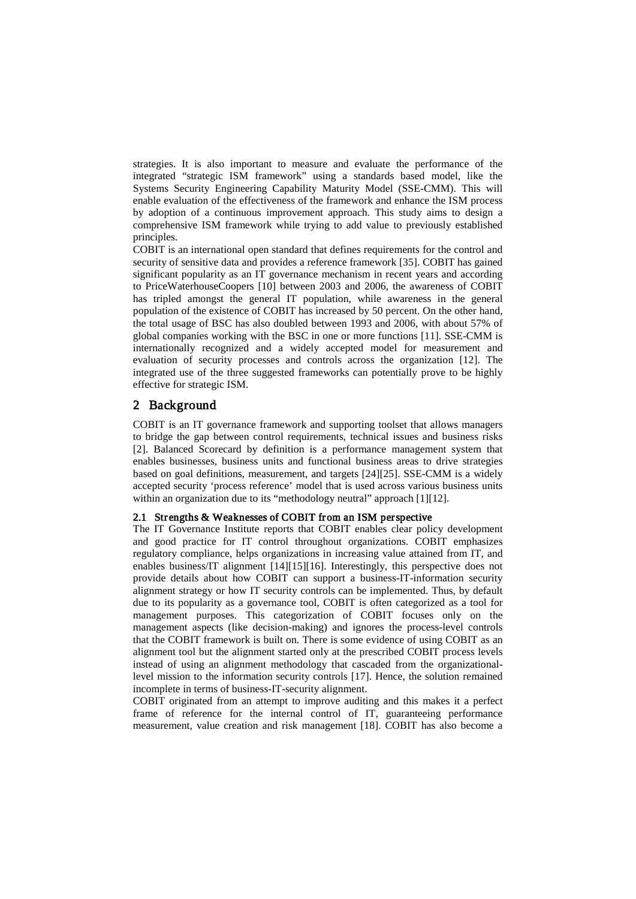strategies. It is also important to measure and evaluate the performance of the integrated "strategic ISM framework" using a standards based model, like the Systems Security Engineering Capability Maturity Model (SSE-CMM). This will enable evaluation of the effectiveness of the framework and enhance the ISM process by adoption of a continuous improvement approach. This study aims to design a comprehensive ISM framework while trying to add value to previously established principles.

COBIT is an international open standard that defines requirements for the control and security of sensitive data and provides a reference framework [35]. COBIT has gained significant popularity as an IT governance mechanism in recent years and according to PriceWaterhouseCoopers [10] between 2003 and 2006, the awareness of COBIT has tripled amongst the general IT population, while awareness in the general population of the existence of COBIT has increased by 50 percent. On the other hand, the total usage of BSC has also doubled between 1993 and 2006, with about 57% of global companies working with the BSC in one or more functions [11]. SSE-CMM is internationally recognized and a widely accepted model for measurement and evaluation of security processes and controls across the organization [12]. The integrated use of the three suggested frameworks can potentially prove to be highly effective for strategic ISM.

## 2 Background

COBIT is an IT governance framework and supporting toolset that allows managers to bridge the gap between control requirements, technical issues and business risks [2]. Balanced Scorecard by definition is a performance management system that enables businesses, business units and functional business areas to drive strategies based on goal definitions, measurement, and targets [24][25]. SSE-CMM is a widely accepted security 'process reference' model that is used across various business units within an organization due to its "methodology neutral" approach [1][12].

### 2.1 Strengths & Weaknesses of COBIT from an ISM perspective

The IT Governance Institute reports that COBIT enables clear policy development and good practice for IT control throughout organizations. COBIT emphasizes regulatory compliance, helps organizations in increasing value attained from IT, and enables business/IT alignment [14][15][16]. Interestingly, this perspective does not provide details about how COBIT can support a business-IT-information security alignment strategy or how IT security controls can be implemented. Thus, by default due to its popularity as a governance tool, COBIT is often categorized as a tool for management purposes. This categorization of COBIT focuses only on the management aspects (like decision-making) and ignores the process-level controls that the COBIT framework is built on. There is some evidence of using COBIT as an alignment tool but the alignment started only at the prescribed COBIT process levels instead of using an alignment methodology that cascaded from the organizational-level mission to the information security controls [17]. Hence, the solution remained incomplete in terms of business-IT-security alignment.

COBIT originated from an attempt to improve auditing and this makes it a perfect frame of reference for the internal control of IT, guaranteeing performance measurement, value creation and risk management [18]. COBIT has also become a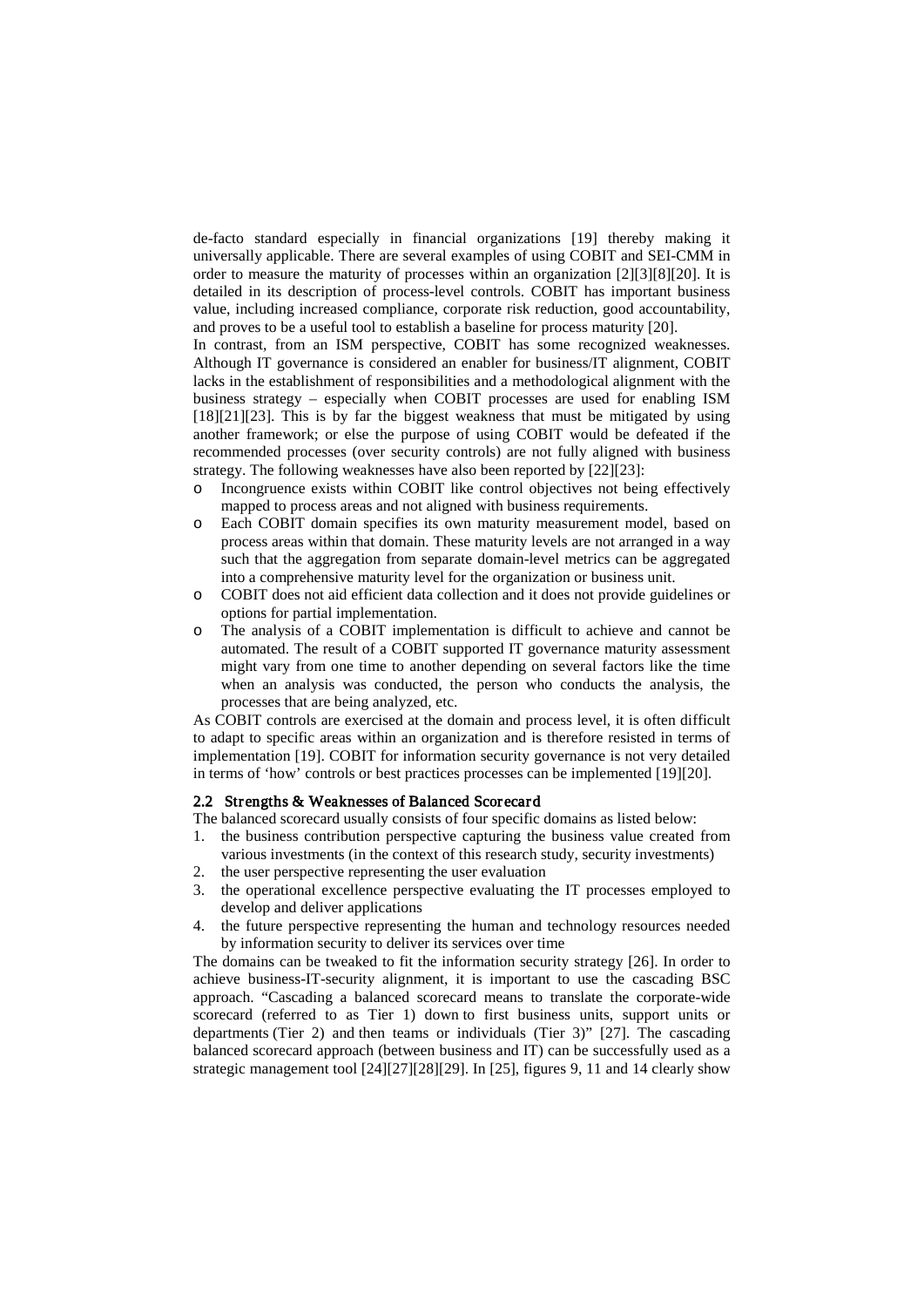de-facto standard especially in financial organizations [19] thereby making it universally applicable. There are several examples of using COBIT and SEI-CMM in order to measure the maturity of processes within an organization [2][3][8][20]. It is detailed in its description of process-level controls. COBIT has important business value, including increased compliance, corporate risk reduction, good accountability, and proves to be a useful tool to establish a baseline for process maturity [20].

In contrast, from an ISM perspective, COBIT has some recognized weaknesses. Although IT governance is considered an enabler for business/IT alignment, COBIT lacks in the establishment of responsibilities and a methodological alignment with the business strategy – especially when COBIT processes are used for enabling ISM [18][21][23]. This is by far the biggest weakness that must be mitigated by using another framework; or else the purpose of using COBIT would be defeated if the recommended processes (over security controls) are not fully aligned with business strategy. The following weaknesses have also been reported by [22][23]:

- Incongruence exists within COBIT like control objectives not being effectively mapped to process areas and not aligned with business requirements.
- Each COBIT domain specifies its own maturity measurement model, based on process areas within that domain. These maturity levels are not arranged in a way such that the aggregation from separate domain-level metrics can be aggregated into a comprehensive maturity level for the organization or business unit.
- COBIT does not aid efficient data collection and it does not provide guidelines or options for partial implementation.
- The analysis of a COBIT implementation is difficult to achieve and cannot be automated. The result of a COBIT supported IT governance maturity assessment might vary from one time to another depending on several factors like the time when an analysis was conducted, the person who conducts the analysis, the processes that are being analyzed, etc.

As COBIT controls are exercised at the domain and process level, it is often difficult to adapt to specific areas within an organization and is therefore resisted in terms of implementation [19]. COBIT for information security governance is not very detailed in terms of 'how' controls or best practices processes can be implemented [19][20].

## 2.2 Strengths & Weaknesses of Balanced Scorecard

The balanced scorecard usually consists of four specific domains as listed below:

1. the business contribution perspective capturing the business value created from various investments (in the context of this research study, security investments)
2. the user perspective representing the user evaluation
3. the operational excellence perspective evaluating the IT processes employed to develop and deliver applications
4. the future perspective representing the human and technology resources needed by information security to deliver its services over time

The domains can be tweaked to fit the information security strategy [26]. In order to achieve business-IT-security alignment, it is important to use the cascading BSC approach. "Cascading a balanced scorecard means to translate the corporate-wide scorecard (referred to as Tier 1) down to first business units, support units or departments (Tier 2) and then teams or individuals (Tier 3)" [27]. The cascading balanced scorecard approach (between business and IT) can be successfully used as a strategic management tool [24][27][28][29]. In [25], figures 9, 11 and 14 clearly show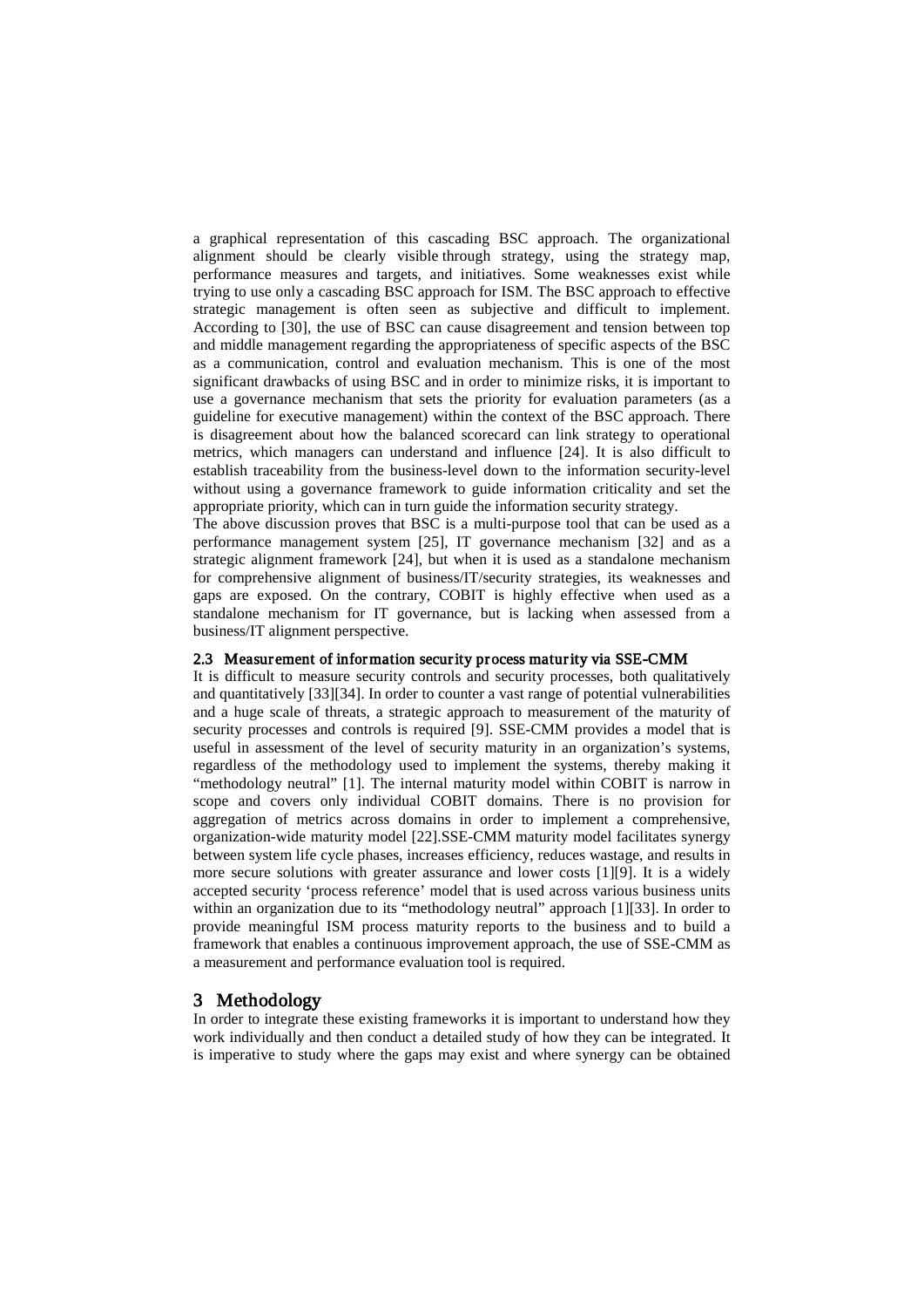a graphical representation of this cascading BSC approach. The organizational alignment should be clearly visible through strategy, using the strategy map, performance measures and targets, and initiatives. Some weaknesses exist while trying to use only a cascading BSC approach for ISM. The BSC approach to effective strategic management is often seen as subjective and difficult to implement. According to [30], the use of BSC can cause disagreement and tension between top and middle management regarding the appropriateness of specific aspects of the BSC as a communication, control and evaluation mechanism. This is one of the most significant drawbacks of using BSC and in order to minimize risks, it is important to use a governance mechanism that sets the priority for evaluation parameters (as a guideline for executive management) within the context of the BSC approach. There is disagreement about how the balanced scorecard can link strategy to operational metrics, which managers can understand and influence [24]. It is also difficult to establish traceability from the business-level down to the information security-level without using a governance framework to guide information criticality and set the appropriate priority, which can in turn guide the information security strategy.

The above discussion proves that BSC is a multi-purpose tool that can be used as a performance management system [25], IT governance mechanism [32] and as a strategic alignment framework [24], but when it is used as a standalone mechanism for comprehensive alignment of business/IT/security strategies, its weaknesses and gaps are exposed. On the contrary, COBIT is highly effective when used as a standalone mechanism for IT governance, but is lacking when assessed from a business/IT alignment perspective.

### 2.3 Measurement of information security process maturity via SSE-CMM

It is difficult to measure security controls and security processes, both qualitatively and quantitatively [33][34]. In order to counter a vast range of potential vulnerabilities and a huge scale of threats, a strategic approach to measurement of the maturity of security processes and controls is required [9]. SSE-CMM provides a model that is useful in assessment of the level of security maturity in an organization's systems, regardless of the methodology used to implement the systems, thereby making it "methodology neutral" [1]. The internal maturity model within COBIT is narrow in scope and covers only individual COBIT domains. There is no provision for aggregation of metrics across domains in order to implement a comprehensive, organization-wide maturity model [22].SSE-CMM maturity model facilitates synergy between system life cycle phases, increases efficiency, reduces wastage, and results in more secure solutions with greater assurance and lower costs [1][9]. It is a widely accepted security 'process reference' model that is used across various business units within an organization due to its "methodology neutral" approach [1][33]. In order to provide meaningful ISM process maturity reports to the business and to build a framework that enables a continuous improvement approach, the use of SSE-CMM as a measurement and performance evaluation tool is required.

## 3 Methodology

In order to integrate these existing frameworks it is important to understand how they work individually and then conduct a detailed study of how they can be integrated. It is imperative to study where the gaps may exist and where synergy can be obtained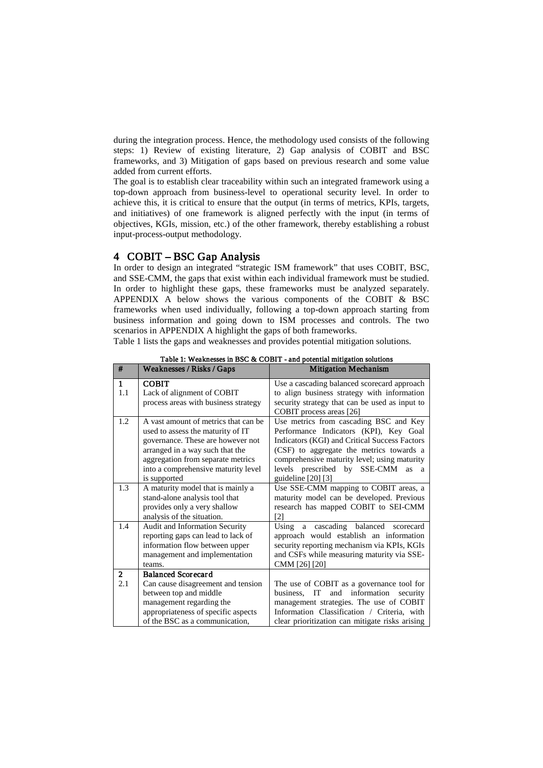during the integration process. Hence, the methodology used consists of the following steps: 1) Review of existing literature, 2) Gap analysis of COBIT and BSC frameworks, and 3) Mitigation of gaps based on previous research and some value added from current efforts.

The goal is to establish clear traceability within such an integrated framework using a top-down approach from business-level to operational security level. In order to achieve this, it is critical to ensure that the output (in terms of metrics, KPIs, targets, and initiatives) of one framework is aligned perfectly with the input (in terms of objectives, KGIs, mission, etc.) of the other framework, thereby establishing a robust input-process-output methodology.

## 4 COBIT – BSC Gap Analysis

In order to design an integrated "strategic ISM framework" that uses COBIT, BSC, and SSE-CMM, the gaps that exist within each individual framework must be studied. In order to highlight these gaps, these frameworks must be analyzed separately. APPENDIX A below shows the various components of the COBIT & BSC frameworks when used individually, following a top-down approach starting from business information and going down to ISM processes and controls. The two scenarios in APPENDIX A highlight the gaps of both frameworks.

Table 1 lists the gaps and weaknesses and provides potential mitigation solutions.

Table 1: Weaknesses in BSC & COBIT - and potential mitigation solutions

| # | Weaknesses / Risks / Gaps | Mitigation Mechanism |
|---|---|---|
| **1** | **COBIT** | |
| 1.1 | Lack of alignment of COBIT process areas with business strategy | Use a cascading balanced scorecard approach to align business strategy with information security strategy that can be used as input to COBIT process areas [26] |
| 1.2 | A vast amount of metrics that can be used to assess the maturity of IT governance. These are however not arranged in a way such that the aggregation from separate metrics into a comprehensive maturity level is supported | Use metrics from cascading BSC and Key Performance Indicators (KPI), Key Goal Indicators (KGI) and Critical Success Factors (CSF) to aggregate the metrics towards a comprehensive maturity level; using maturity levels prescribed by SSE-CMM as a guideline [20] [3] |
| 1.3 | A maturity model that is mainly a stand-alone analysis tool that provides only a very shallow analysis of the situation. | Use SSE-CMM mapping to COBIT areas, a maturity model can be developed. Previous research has mapped COBIT to SEI-CMM [2] |
| 1.4 | Audit and Information Security reporting gaps can lead to lack of information flow between upper management and implementation teams. | Using a cascading balanced scorecard approach would establish an information security reporting mechanism via KPIs, KGIs and CSFs while measuring maturity via SSE-CMM [26] [20] |
| **2** | **Balanced Scorecard** | |
| 2.1 | Can cause disagreement and tension between top and middle management regarding the appropriateness of specific aspects of the BSC as a communication, | The use of COBIT as a governance tool for business, IT and information security management strategies. The use of COBIT Information Classification / Criteria, with clear prioritization can mitigate risks arising |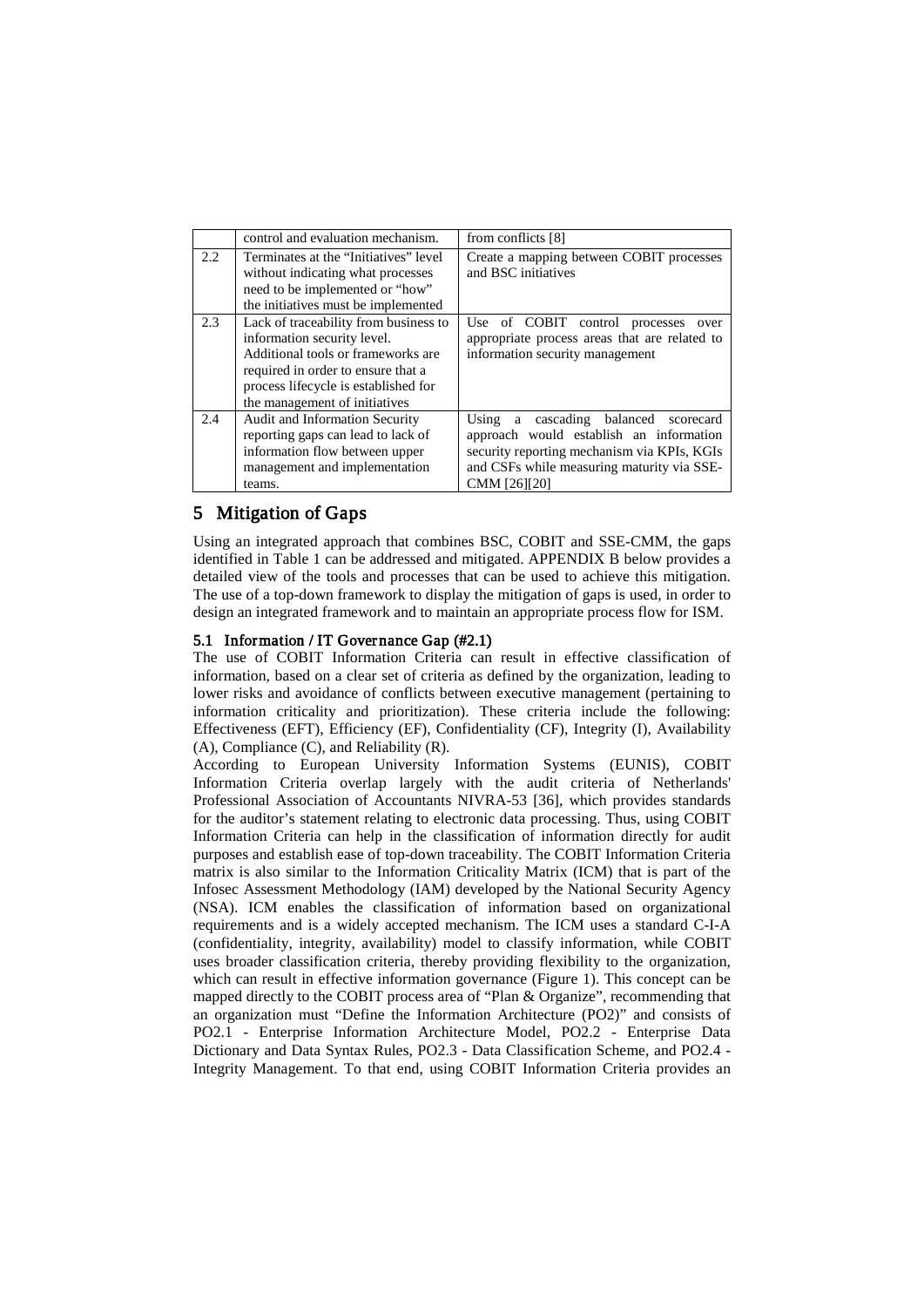| | | |
|---|---|---|
| | control and evaluation mechanism. | from conflicts [8] |
| 2.2 | Terminates at the "Initiatives" level without indicating what processes need to be implemented or "how" the initiatives must be implemented | Create a mapping between COBIT processes and BSC initiatives |
| 2.3 | Lack of traceability from business to information security level. Additional tools or frameworks are required in order to ensure that a process lifecycle is established for the management of initiatives | Use of COBIT control processes over appropriate process areas that are related to information security management |
| 2.4 | Audit and Information Security reporting gaps can lead to lack of information flow between upper management and implementation teams. | Using a cascading balanced scorecard approach would establish an information security reporting mechanism via KPIs, KGIs and CSFs while measuring maturity via SSE-CMM [26][20] |

# 5 Mitigation of Gaps

Using an integrated approach that combines BSC, COBIT and SSE-CMM, the gaps identified in Table 1 can be addressed and mitigated. APPENDIX B below provides a detailed view of the tools and processes that can be used to achieve this mitigation. The use of a top-down framework to display the mitigation of gaps is used, in order to design an integrated framework and to maintain an appropriate process flow for ISM.

## 5.1 Information / IT Governance Gap (#2.1)

The use of COBIT Information Criteria can result in effective classification of information, based on a clear set of criteria as defined by the organization, leading to lower risks and avoidance of conflicts between executive management (pertaining to information criticality and prioritization). These criteria include the following: Effectiveness (EFT), Efficiency (EF), Confidentiality (CF), Integrity (I), Availability (A), Compliance (C), and Reliability (R).

According to European University Information Systems (EUNIS), COBIT Information Criteria overlap largely with the audit criteria of Netherlands' Professional Association of Accountants NIVRA-53 [36], which provides standards for the auditor's statement relating to electronic data processing. Thus, using COBIT Information Criteria can help in the classification of information directly for audit purposes and establish ease of top-down traceability. The COBIT Information Criteria matrix is also similar to the Information Criticality Matrix (ICM) that is part of the Infosec Assessment Methodology (IAM) developed by the National Security Agency (NSA). ICM enables the classification of information based on organizational requirements and is a widely accepted mechanism. The ICM uses a standard C-I-A (confidentiality, integrity, availability) model to classify information, while COBIT uses broader classification criteria, thereby providing flexibility to the organization, which can result in effective information governance (Figure 1). This concept can be mapped directly to the COBIT process area of "Plan & Organize", recommending that an organization must "Define the Information Architecture (PO2)" and consists of PO2.1 - Enterprise Information Architecture Model, PO2.2 - Enterprise Data Dictionary and Data Syntax Rules, PO2.3 - Data Classification Scheme, and PO2.4 - Integrity Management. To that end, using COBIT Information Criteria provides an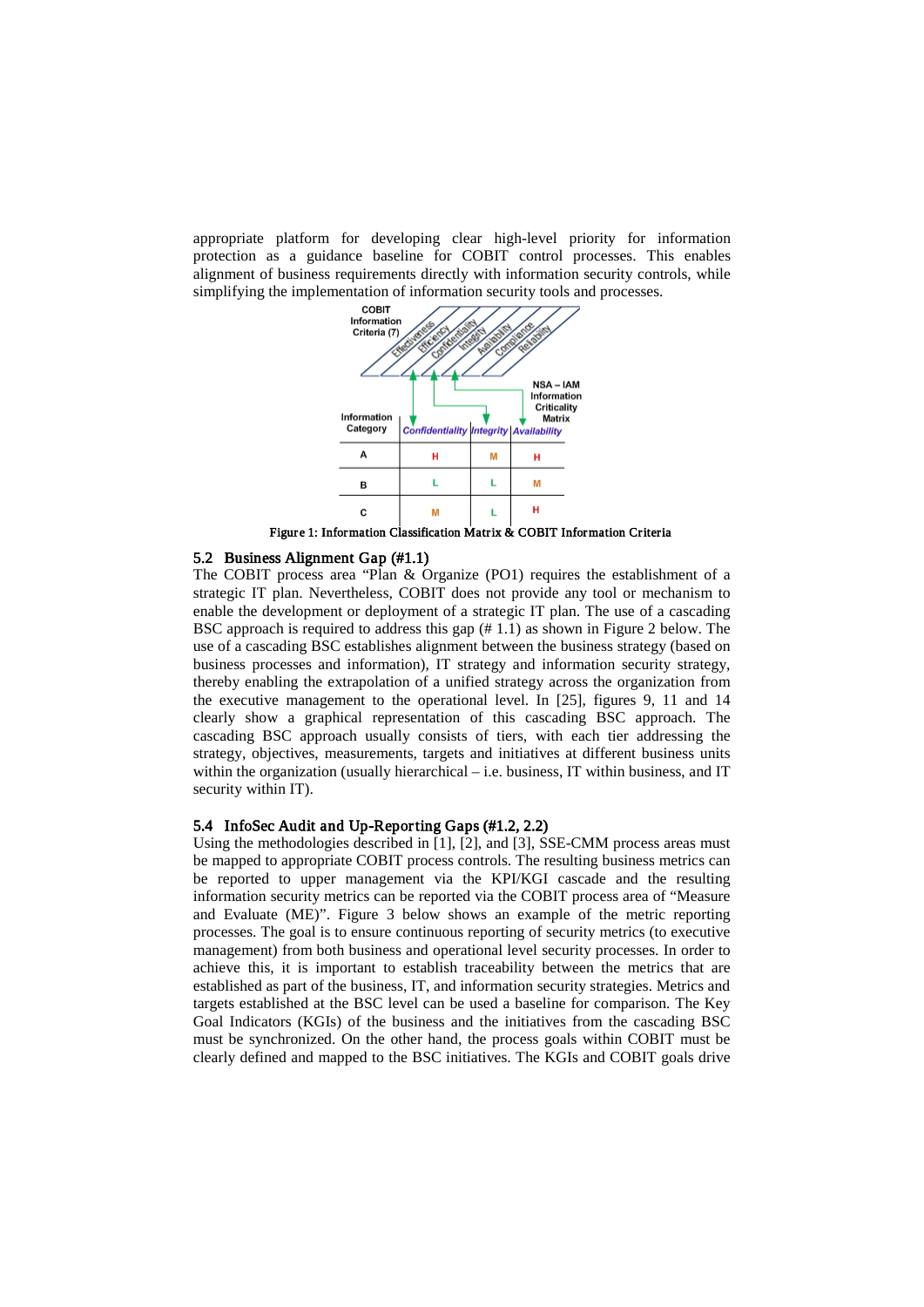appropriate platform for developing clear high-level priority for information protection as a guidance baseline for COBIT control processes. This enables alignment of business requirements directly with information security controls, while simplifying the implementation of information security tools and processes.

| Information Category | Confidentiality | Integrity | Availability |
|---|---|---|---|
| A | H | M | H |
| B | L | L | M |
| C | M | L | H |

Figure 1: Information Classification Matrix & COBIT Information Criteria

## 5.2 Business Alignment Gap (#1.1)

The COBIT process area "Plan & Organize (PO1) requires the establishment of a strategic IT plan. Nevertheless, COBIT does not provide any tool or mechanism to enable the development or deployment of a strategic IT plan. The use of a cascading BSC approach is required to address this gap (# 1.1) as shown in Figure 2 below. The use of a cascading BSC establishes alignment between the business strategy (based on business processes and information), IT strategy and information security strategy, thereby enabling the extrapolation of a unified strategy across the organization from the executive management to the operational level. In [25], figures 9, 11 and 14 clearly show a graphical representation of this cascading BSC approach. The cascading BSC approach usually consists of tiers, with each tier addressing the strategy, objectives, measurements, targets and initiatives at different business units within the organization (usually hierarchical – i.e. business, IT within business, and IT security within IT).

## 5.4 InfoSec Audit and Up-Reporting Gaps (#1.2, 2.2)

Using the methodologies described in [1], [2], and [3], SSE-CMM process areas must be mapped to appropriate COBIT process controls. The resulting business metrics can be reported to upper management via the KPI/KGI cascade and the resulting information security metrics can be reported via the COBIT process area of "Measure and Evaluate (ME)". Figure 3 below shows an example of the metric reporting processes. The goal is to ensure continuous reporting of security metrics (to executive management) from both business and operational level security processes. In order to achieve this, it is important to establish traceability between the metrics that are established as part of the business, IT, and information security strategies. Metrics and targets established at the BSC level can be used a baseline for comparison. The Key Goal Indicators (KGIs) of the business and the initiatives from the cascading BSC must be synchronized. On the other hand, the process goals within COBIT must be clearly defined and mapped to the BSC initiatives. The KGIs and COBIT goals drive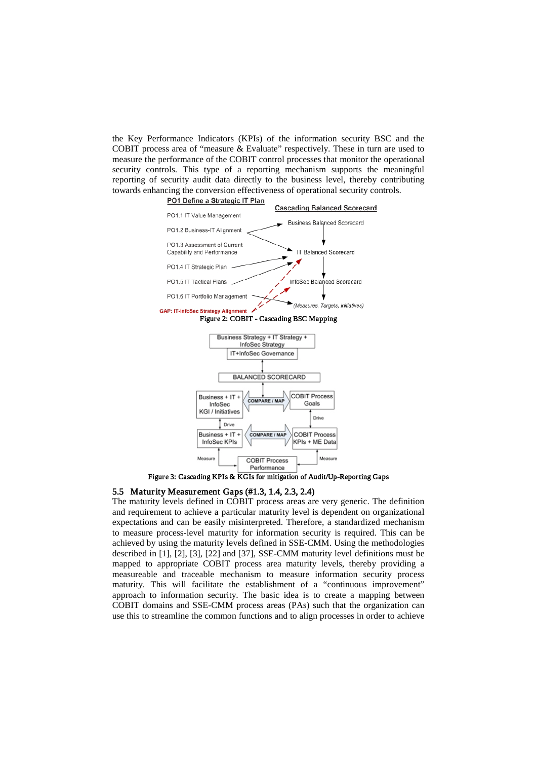the Key Performance Indicators (KPIs) of the information security BSC and the COBIT process area of "measure & Evaluate" respectively. These in turn are used to measure the performance of the COBIT control processes that monitor the operational security controls. This type of a reporting mechanism supports the meaningful reporting of security audit data directly to the business level, thereby contributing towards enhancing the conversion effectiveness of operational security controls.

Figure 2: COBIT - Cascading BSC Mapping

Figure 3: Cascading KPIs & KGIs for mitigation of Audit/Up-Reporting Gaps

## 5.5 Maturity Measurement Gaps (#1.3, 1.4, 2.3, 2.4)

The maturity levels defined in COBIT process areas are very generic. The definition and requirement to achieve a particular maturity level is dependent on organizational expectations and can be easily misinterpreted. Therefore, a standardized mechanism to measure process-level maturity for information security is required. This can be achieved by using the maturity levels defined in SSE-CMM. Using the methodologies described in [1], [2], [3], [22] and [37], SSE-CMM maturity level definitions must be mapped to appropriate COBIT process area maturity levels, thereby providing a measureable and traceable mechanism to measure information security process maturity. This will facilitate the establishment of a "continuous improvement" approach to information security. The basic idea is to create a mapping between COBIT domains and SSE-CMM process areas (PAs) such that the organization can use this to streamline the common functions and to align processes in order to achieve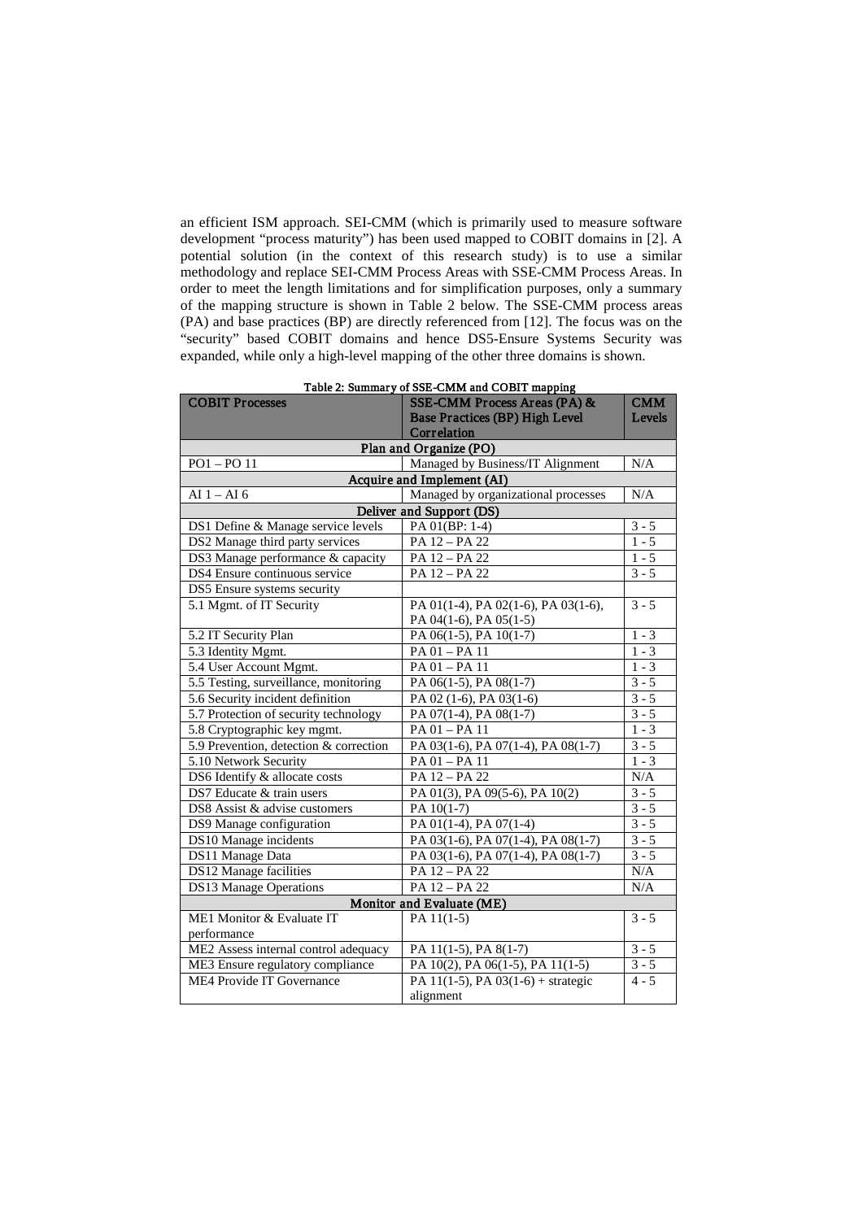an efficient ISM approach. SEI-CMM (which is primarily used to measure software development "process maturity") has been used mapped to COBIT domains in [2]. A potential solution (in the context of this research study) is to use a similar methodology and replace SEI-CMM Process Areas with SSE-CMM Process Areas. In order to meet the length limitations and for simplification purposes, only a summary of the mapping structure is shown in Table 2 below. The SSE-CMM process areas (PA) and base practices (BP) are directly referenced from [12]. The focus was on the "security" based COBIT domains and hence DS5-Ensure Systems Security was expanded, while only a high-level mapping of the other three domains is shown.

**Table 2: Summary of SSE-CMM and COBIT mapping**

| COBIT Processes | SSE-CMM Process Areas (PA) & Base Practices (BP) High Level Correlation | CMM Levels |
|---|---|---|
| **Plan and Organize (PO)** | | |
| PO1 – PO 11 | Managed by Business/IT Alignment | N/A |
| **Acquire and Implement (AI)** | | |
| AI 1 – AI 6 | Managed by organizational processes | N/A |
| **Deliver and Support (DS)** | | |
| DS1 Define & Manage service levels | PA 01(BP: 1-4) | 3 - 5 |
| DS2 Manage third party services | PA 12 – PA 22 | 1 - 5 |
| DS3 Manage performance & capacity | PA 12 – PA 22 | 1 - 5 |
| DS4 Ensure continuous service | PA 12 – PA 22 | 3 - 5 |
| DS5 Ensure systems security | | |
| 5.1 Mgmt. of IT Security | PA 01(1-4), PA 02(1-6), PA 03(1-6), PA 04(1-6), PA 05(1-5) | 3 - 5 |
| 5.2 IT Security Plan | PA 06(1-5), PA 10(1-7) | 1 - 3 |
| 5.3 Identity Mgmt. | PA 01 – PA 11 | 1 - 3 |
| 5.4 User Account Mgmt. | PA 01 – PA 11 | 1 - 3 |
| 5.5 Testing, surveillance, monitoring | PA 06(1-5), PA 08(1-7) | 3 - 5 |
| 5.6 Security incident definition | PA 02 (1-6), PA 03(1-6) | 3 - 5 |
| 5.7 Protection of security technology | PA 07(1-4), PA 08(1-7) | 3 - 5 |
| 5.8 Cryptographic key mgmt. | PA 01 – PA 11 | 1 - 3 |
| 5.9 Prevention, detection & correction | PA 03(1-6), PA 07(1-4), PA 08(1-7) | 3 - 5 |
| 5.10 Network Security | PA 01 – PA 11 | 1 - 3 |
| DS6 Identify & allocate costs | PA 12 – PA 22 | N/A |
| DS7 Educate & train users | PA 01(3), PA 09(5-6), PA 10(2) | 3 - 5 |
| DS8 Assist & advise customers | PA 10(1-7) | 3 - 5 |
| DS9 Manage configuration | PA 01(1-4), PA 07(1-4) | 3 - 5 |
| DS10 Manage incidents | PA 03(1-6), PA 07(1-4), PA 08(1-7) | 3 - 5 |
| DS11 Manage Data | PA 03(1-6), PA 07(1-4), PA 08(1-7) | 3 - 5 |
| DS12 Manage facilities | PA 12 – PA 22 | N/A |
| DS13 Manage Operations | PA 12 – PA 22 | N/A |
| **Monitor and Evaluate (ME)** | | |
| ME1 Monitor & Evaluate IT performance | PA 11(1-5) | 3 - 5 |
| ME2 Assess internal control adequacy | PA 11(1-5), PA 8(1-7) | 3 - 5 |
| ME3 Ensure regulatory compliance | PA 10(2), PA 06(1-5), PA 11(1-5) | 3 - 5 |
| ME4 Provide IT Governance | PA 11(1-5), PA 03(1-6) + strategic alignment | 4 - 5 |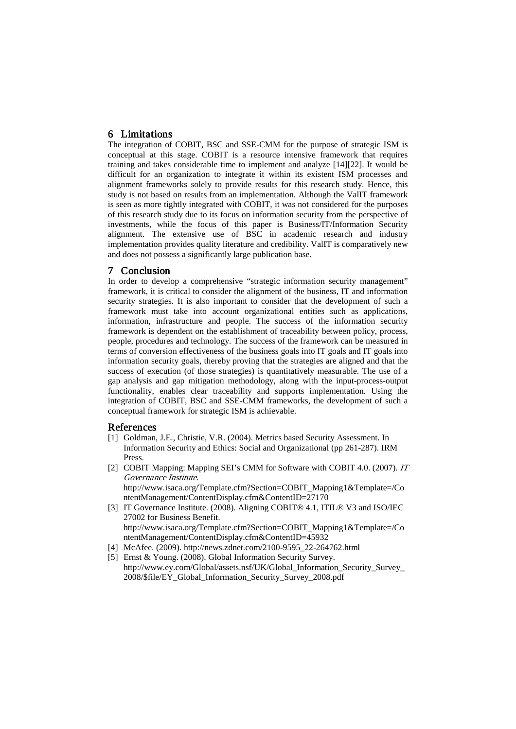## 6 Limitations

The integration of COBIT, BSC and SSE-CMM for the purpose of strategic ISM is conceptual at this stage. COBIT is a resource intensive framework that requires training and takes considerable time to implement and analyze [14][22]. It would be difficult for an organization to integrate it within its existent ISM processes and alignment frameworks solely to provide results for this research study. Hence, this study is not based on results from an implementation. Although the ValIT framework is seen as more tightly integrated with COBIT, it was not considered for the purposes of this research study due to its focus on information security from the perspective of investments, while the focus of this paper is Business/IT/Information Security alignment. The extensive use of BSC in academic research and industry implementation provides quality literature and credibility. ValIT is comparatively new and does not possess a significantly large publication base.

## 7 Conclusion

In order to develop a comprehensive "strategic information security management" framework, it is critical to consider the alignment of the business, IT and information security strategies. It is also important to consider that the development of such a framework must take into account organizational entities such as applications, information, infrastructure and people. The success of the information security framework is dependent on the establishment of traceability between policy, process, people, procedures and technology. The success of the framework can be measured in terms of conversion effectiveness of the business goals into IT goals and IT goals into information security goals, thereby proving that the strategies are aligned and that the success of execution (of those strategies) is quantitatively measurable. The use of a gap analysis and gap mitigation methodology, along with the input-process-output functionality, enables clear traceability and supports implementation. Using the integration of COBIT, BSC and SSE-CMM frameworks, the development of such a conceptual framework for strategic ISM is achievable.

## References

[1] Goldman, J.E., Christie, V.R. (2004). Metrics based Security Assessment. In Information Security and Ethics: Social and Organizational (pp 261-287). IRM Press.

[2] COBIT Mapping: Mapping SEI's CMM for Software with COBIT 4.0. (2007). *IT Governance Institute*. http://www.isaca.org/Template.cfm?Section=COBIT_Mapping1&Template=/ContentManagement/ContentDisplay.cfm&ContentID=27170

[3] IT Governance Institute. (2008). Aligning COBIT® 4.1, ITIL® V3 and ISO/IEC 27002 for Business Benefit. http://www.isaca.org/Template.cfm?Section=COBIT_Mapping1&Template=/ContentManagement/ContentDisplay.cfm&ContentID=45932

[4] McAfee. (2009). http://news.zdnet.com/2100-9595_22-264762.html

[5] Ernst & Young. (2008). Global Information Security Survey. http://www.ey.com/Global/assets.nsf/UK/Global_Information_Security_Survey_2008/$file/EY_Global_Information_Security_Survey_2008.pdf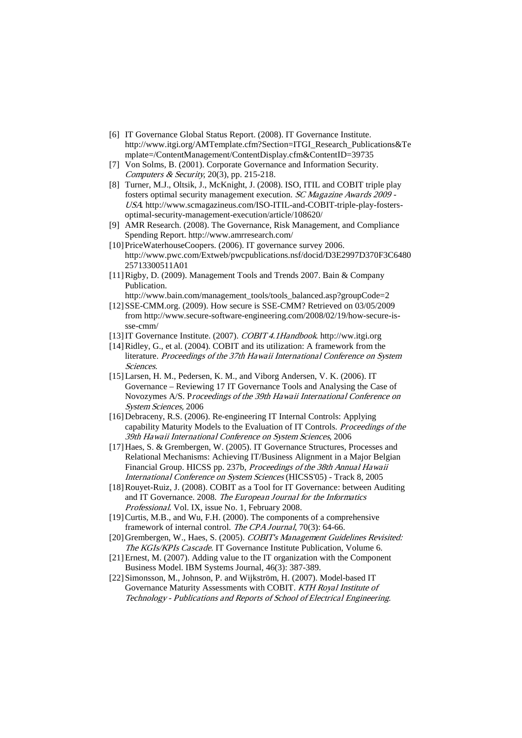[6] IT Governance Global Status Report. (2008). IT Governance Institute. http://www.itgi.org/AMTemplate.cfm?Section=ITGI_Research_Publications&Template=/ContentManagement/ContentDisplay.cfm&ContentID=39735

[7] Von Solms, B. (2001). Corporate Governance and Information Security. *Computers & Security*, 20(3), pp. 215-218.

[8] Turner, M.J., Oltsik, J., McKnight, J. (2008). ISO, ITIL and COBIT triple play fosters optimal security management execution. *SC Magazine Awards 2009 - USA*. http://www.scmagazineus.com/ISO-ITIL-and-COBIT-triple-play-fosters-optimal-security-management-execution/article/108620/

[9] AMR Research. (2008). The Governance, Risk Management, and Compliance Spending Report. http://www.amrresearch.com/

[10] PriceWaterhouseCoopers. (2006). IT governance survey 2006. http://www.pwc.com/Extweb/pwcpublications.nsf/docid/D3E2997D370F3C648025713300511A01

[11] Rigby, D. (2009). Management Tools and Trends 2007. Bain & Company Publication. http://www.bain.com/management_tools/tools_balanced.asp?groupCode=2

[12] SSE-CMM.org. (2009). How secure is SSE-CMM? Retrieved on 03/05/2009 from http://www.secure-software-engineering.com/2008/02/19/how-secure-is-sse-cmm/

[13] IT Governance Institute. (2007). *COBIT 4.1Handbook*. http://ww.itgi.org

[14] Ridley, G., et al. (2004). COBIT and its utilization: A framework from the literature. *Proceedings of the 37th Hawaii International Conference on System Sciences*.

[15] Larsen, H. M., Pedersen, K. M., and Viborg Andersen, V. K. (2006). IT Governance – Reviewing 17 IT Governance Tools and Analysing the Case of Novozymes A/S. P*roceedings of the 39th Hawaii International Conference on System Sciences,* 2006

[16] Debraceny, R.S. (2006). Re-engineering IT Internal Controls: Applying capability Maturity Models to the Evaluation of IT Controls. *Proceedings of the 39th Hawaii International Conference on System Sciences*, 2006

[17] Haes, S. & Grembergen, W. (2005). IT Governance Structures, Processes and Relational Mechanisms: Achieving IT/Business Alignment in a Major Belgian Financial Group. HICSS pp. 237b, *Proceedings of the 38th Annual Hawaii International Conference on System Sciences* (HICSS'05) - Track 8, 2005

[18] Rouyet-Ruiz, J. (2008). COBIT as a Tool for IT Governance: between Auditing and IT Governance. 2008. *The European Journal for the Informatics Professional*. Vol. IX, issue No. 1, February 2008.

[19] Curtis, M.B., and Wu, F.H. (2000). The components of a comprehensive framework of internal control. *The CPA Journal*, 70(3): 64-66.

[20] Grembergen, W., Haes, S. (2005). *COBIT's Management Guidelines Revisited: The KGIs/KPIs Cascade*. IT Governance Institute Publication, Volume 6.

[21] Ernest, M. (2007). Adding value to the IT organization with the Component Business Model. IBM Systems Journal, 46(3): 387-389.

[22] Simonsson, M., Johnson, P. and Wijkström, H. (2007). Model-based IT Governance Maturity Assessments with COBIT. *KTH Royal Institute of Technology - Publications and Reports of School of Electrical Engineering*.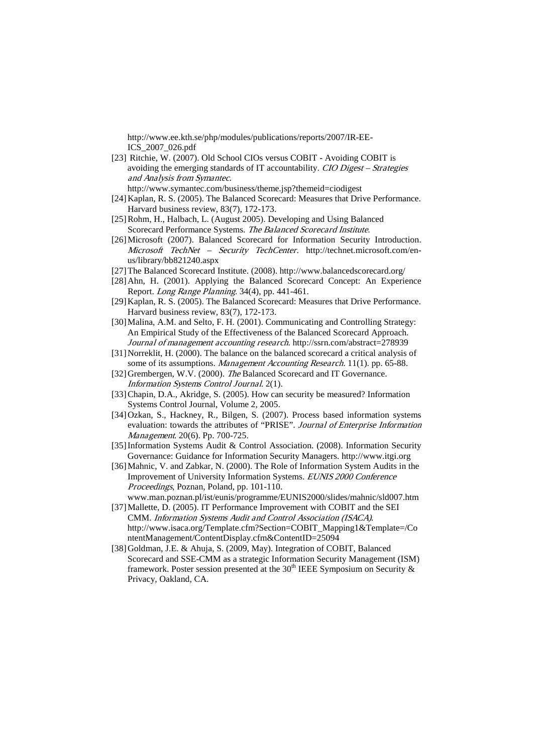http://www.ee.kth.se/php/modules/publications/reports/2007/IR-EE-ICS_2007_026.pdf

[23] Ritchie, W. (2007). Old School CIOs versus COBIT - Avoiding COBIT is avoiding the emerging standards of IT accountability. *CIO Digest – Strategies and Analysis from Symantec*. http://www.symantec.com/business/theme.jsp?themeid=ciodigest

[24] Kaplan, R. S. (2005). The Balanced Scorecard: Measures that Drive Performance. Harvard business review, 83(7), 172-173.

[25] Rohm, H., Halbach, L. (August 2005). Developing and Using Balanced Scorecard Performance Systems. *The Balanced Scorecard Institute*.

[26] Microsoft (2007). Balanced Scorecard for Information Security Introduction. *Microsoft TechNet – Security TechCenter*. http://technet.microsoft.com/en-us/library/bb821240.aspx

[27] The Balanced Scorecard Institute. (2008). http://www.balancedscorecard.org/

[28] Ahn, H. (2001). Applying the Balanced Scorecard Concept: An Experience Report. *Long Range Planning*. 34(4), pp. 441-461.

[29] Kaplan, R. S. (2005). The Balanced Scorecard: Measures that Drive Performance. Harvard business review, 83(7), 172-173.

[30] Malina, A.M. and Selto, F. H. (2001). Communicating and Controlling Strategy: An Empirical Study of the Effectiveness of the Balanced Scorecard Approach. *Journal of management accounting research*. http://ssrn.com/abstract=278939

[31] Norreklit, H. (2000). The balance on the balanced scorecard a critical analysis of some of its assumptions. *Management Accounting Research*. 11(1). pp. 65-88.

[32] Grembergen, W.V. (2000). *The* Balanced Scorecard and IT Governance. *Information Systems Control Journal*. 2(1).

[33] Chapin, D.A., Akridge, S. (2005). How can security be measured? Information Systems Control Journal, Volume 2, 2005.

[34] Ozkan, S., Hackney, R., Bilgen, S. (2007). Process based information systems evaluation: towards the attributes of "PRISE". *Journal of Enterprise Information Management*. 20(6). Pp. 700-725.

[35] Information Systems Audit & Control Association. (2008). Information Security Governance: Guidance for Information Security Managers. http://www.itgi.org

[36] Mahnic, V. and Zabkar, N. (2000). The Role of Information System Audits in the Improvement of University Information Systems. *EUNIS 2000 Conference Proceedings*, Poznan, Poland, pp. 101-110. www.man.poznan.pl/ist/eunis/programme/EUNIS2000/slides/mahnic/sld007.htm

[37] Mallette, D. (2005). IT Performance Improvement with COBIT and the SEI CMM. *Information Systems Audit and Control Association (ISACA)*. http://www.isaca.org/Template.cfm?Section=COBIT_Mapping1&Template=/ContentManagement/ContentDisplay.cfm&ContentID=25094

[38] Goldman, J.E. & Ahuja, S. (2009, May). Integration of COBIT, Balanced Scorecard and SSE-CMM as a strategic Information Security Management (ISM) framework. Poster session presented at the 30th IEEE Symposium on Security & Privacy, Oakland, CA.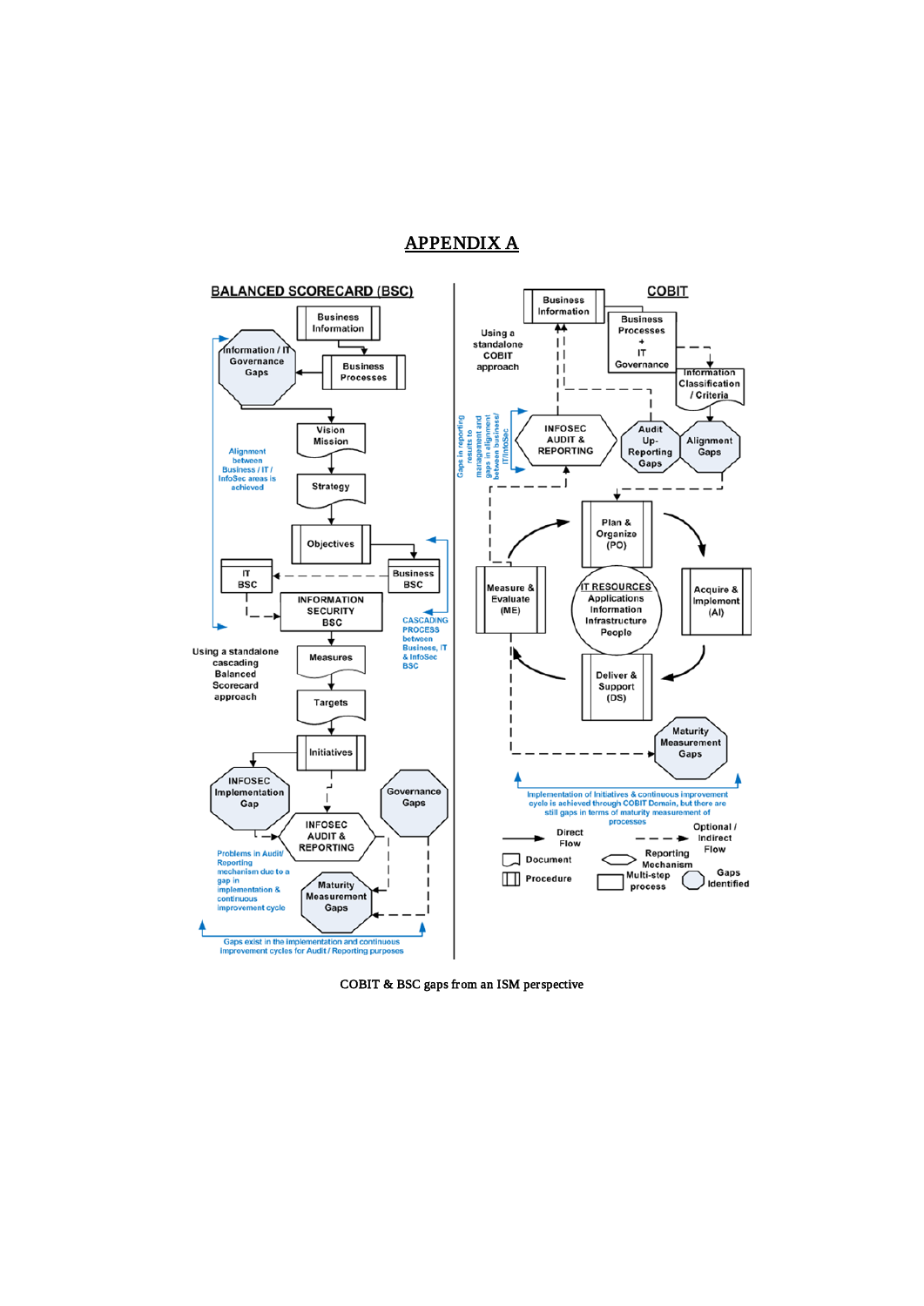# APPENDIX A

## BALANCED SCORECARD (BSC)

Business Information

Information / IT Governance Gaps

Business Processes

Vision Mission

Alignment between Business / IT / InfoSec areas is achieved

Strategy

Objectives

IT BSC

Business BSC

INFORMATION SECURITY BSC

CASCADING PROCESS between Business, IT & InfoSec BSC

Using a standalone cascading Balanced Scorecard approach

Measures

Targets

Initiatives

INFOSEC Implementation Gap

Governance Gaps

INFOSEC AUDIT & REPORTING

Problems in Audit/ Reporting mechanism due to a gap in implementation & continuous improvement cycle

Maturity Measurement Gaps

Gaps exist in the implementation and continuous Improvement cycles for Audit / Reporting purposes

## COBIT

Business Information

Using a standalone COBIT approach

Business Processes + IT Governance

Information Classification / Criteria

Gaps in reporting results to management and gaps in alignment between business/ IT/InfoSec

INFOSEC AUDIT & REPORTING

Audit Up-Reporting Gaps

Alignment Gaps

Plan & Organize (PO)

Measure & Evaluate (ME)

IT RESOURCES Applications Information Infrastructure People

Acquire & Implement (AI)

Deliver & Support (DS)

Maturity Measurement Gaps

Implementation of Initiatives & continuous improvement cycle is achieved through COBIT Domain, but there are still gaps in terms of maturity measurement of processes

Direct Flow

Optional / Indirect Flow

Document

Reporting Mechanism

Procedure

Multi-step process

Gaps Identified

COBIT & BSC gaps from an ISM perspective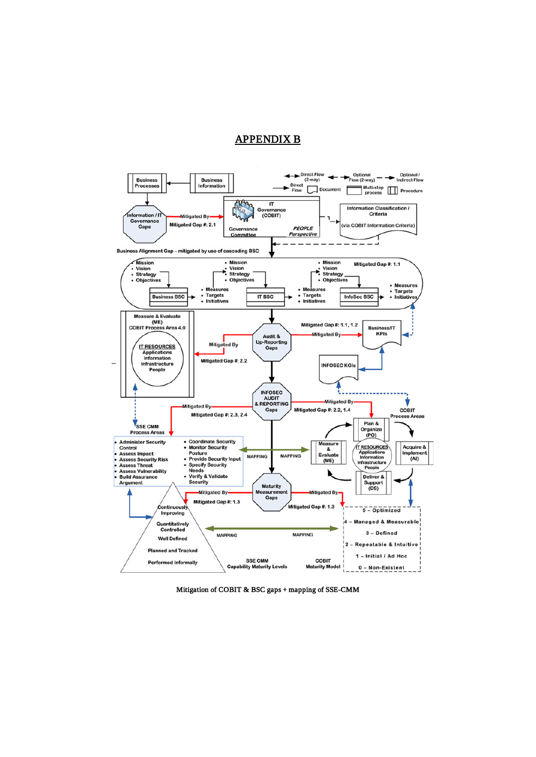# APPENDIX B

Business Processes

Business Information

Direct Flow (2-way)
Optional Flow (2-way)
Optional / Indirect Flow
Direct Flow
Document
Multi-step process
Procedure

Information / IT Governance Gaps

Mitigated By
Mitigated Gap #: 2.1

IT Governance (COBIT)
Governance Committee
PEOPLE Perspective

Information Classification / Criteria
(via COBIT Information Criteria)

Business Alignment Gap – mitigated by use of cascading BSC

- Mission
- Vision
- Strategy
- Objectives

Business BSC

- Measures
- Targets
- Initiatives

- Mission
- Vision
- Strategy
- Objectives

IT BSC

- Measures
- Targets
- Initiatives

- Mission
- Vision
- Strategy
- Objectives

Mitigated Gap #: 1.1

InfoSec BSC

- Measures
- Targets
- Initiatives

Measure & Evaluate (ME)
COBIT Process Area 4.0

IT RESOURCES
Applications
Information
Infrastructure
People

Mitigated By
Mitigated Gap #: 2.2

Audit & Up-Reporting Gaps

Mitigated Gap #: 1.1, 1.2
Mitigated By

Business/IT KPIs

INFOSEC KGIs

INFOSEC AUDIT & REPORTING Gaps

Mitigated By
Mitigated Gap #: 2.3, 2.4

Mitigated By
Mitigated Gap #: 2.2, 1.4

COBIT Process Areas

SSE CMM Process Areas

- Administer Security Control
- Assess Impact
- Assess Security Risk
- Assess Threat
- Assess Vulnerability
- Build Assurance Argument

- Coordinate Security
- Monitor Security Posture
- Provide Security Input
- Specify Security Needs
- Verify & Validate Security

MAPPING
MAPPING

Plan & Organize (PO)
Measure & Evaluate (ME)
IT RESOURCES
Applications
Information
Infrastructure
People
Acquire & Implement (AI)
Deliver & Support (DS)

Maturity Measurement Gaps

Mitigated By
Mitigated Gap #: 1.3

Mitigated By
Mitigated Gap #: 1.3

Continuously Improving
Quantitatively Controlled
Well Defined
Planned and Tracked
Performed Informally

MAPPING
MAPPING

5 – Optimized
4 – Managed & Measurable
3 – Defined
2 – Repeatable & Intuitive
1 – Initial / Ad Hoc
0 – Non-Existent

SSE CMM Capability Maturity Levels

COBIT Maturity Model

Mitigation of COBIT & BSC gaps + mapping of SSE-CMM